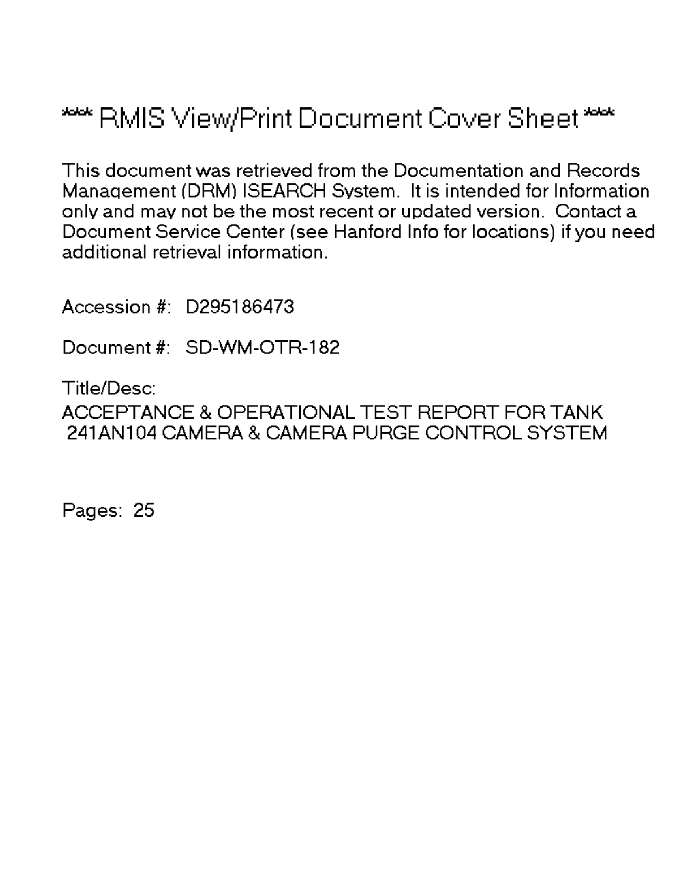# *** RMIS View/Print Document Cover Sheet ***

This document was retrieved from the Documentation and Records Management (DRM) ISEARCH System. It is intended for Information only and may not be the most recent or updated version. Contact a Document Service Center (see Hanford Info for locations) if you need additional retrieval information.

Accession #: D295186473

Document #: SD-WM-OTR-182

Title/Desc:

ACCEPTANCE & OPERATIONAL TEST REPORT FOR TANK 241AN104 CAMERA & CAMERA PURGE CONTROL SYSTEM

Pages: 25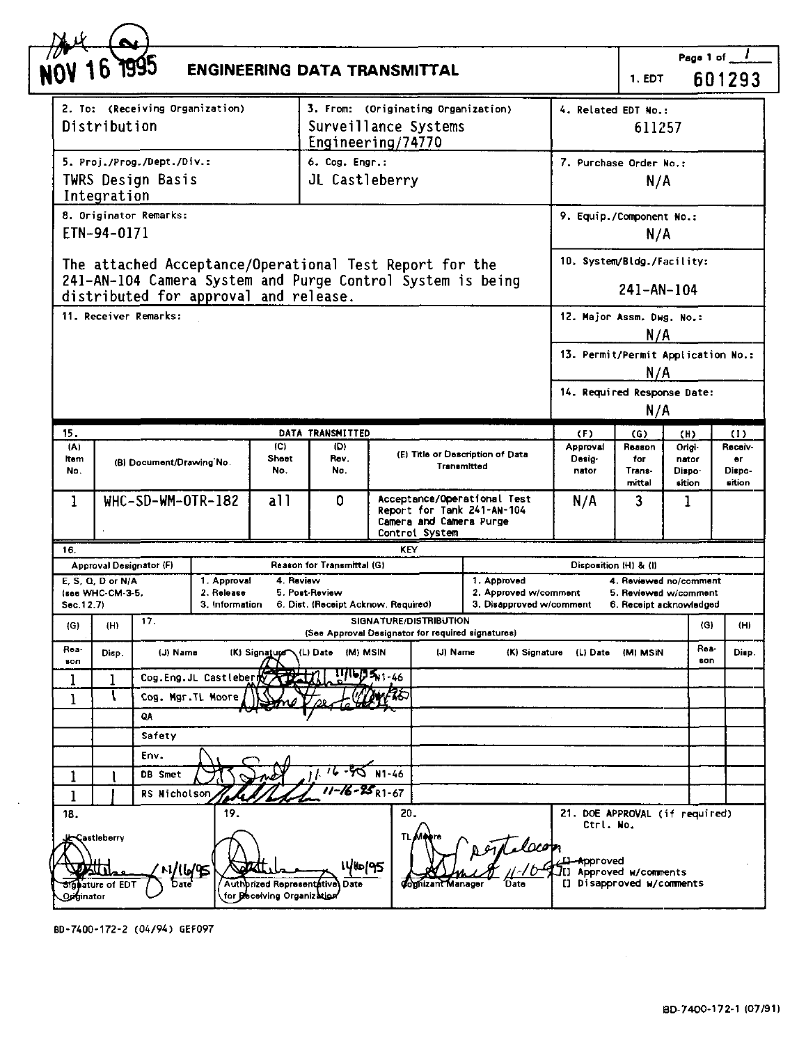NOV 16 1995 (2)

# ENGINEERING DATA TRANSMITTAL

Page 1 of 1

1. EDT 601293

| 2. To: (Receiving Organization) | 3. From: (Originating Organization) | 4. Related EDT No.: |
|---|---|---|
| Distribution | Surveillance Systems Engineering/74770 | 611257 |
| 5. Proj./Prog./Dept./Div.: TWRS Design Basis Integration | 6. Cog. Engr.: JL Castleberry | 7. Purchase Order No.: N/A |

8. Originator Remarks:

ETN-94-0171

The attached Acceptance/Operational Test Report for the 241-AN-104 Camera System and Purge Control System is being distributed for approval and release.

9. Equip./Component No.: N/A

10. System/Bldg./Facility: 241-AN-104

11. Receiver Remarks:

12. Major Assm. Dwg. No.: N/A

13. Permit/Permit Application No.: N/A

14. Required Response Date: N/A

15. DATA TRANSMITTED

| (A) Item No. | (B) Document/Drawing No. | (C) Sheet No. | (D) Rev. No. | (E) Title or Description of Data Transmitted | (F) Approval Desig-nator | (G) Reason for Trans-mittal | (H) Origi-nator Dispo-sition | (I) Receiv-er Dispo-sition |
|---|---|---|---|---|---|---|---|---|
| 1 | WHC-SD-WM-OTR-182 | all | 0 | Acceptance/Operational Test Report for Tank 241-AN-104 Camera and Camera Purge Control System | N/A | 3 | 1 | |

16. KEY

| Approval Designator (F) | Reason for Transmittal (G) | | Disposition (H) & (I) | |
|---|---|---|---|---|
| E, S, Q, D or N/A (see WHC-CM-3-5, Sec.12.7) | 1. Approval 2. Release 3. Information | 4. Review 5. Post-Review 6. Dist. (Receipt Acknow. Required) | 1. Approved 2. Approved w/comment 3. Disapproved w/comment | 4. Reviewed no/comment 5. Reviewed w/comment 6. Receipt acknowledged |

17. SIGNATURE/DISTRIBUTION (See Approval Designator for required signatures)

| (G) Reason | (H) Disp. | (J) Name | (K) Signature | (L) Date | (M) MSIN | (J) Name | (K) Signature | (L) Date | (M) MSIN | (G) Reason | (H) Disp. |
|---|---|---|---|---|---|---|---|---|---|---|---|
| 1 | 1 | Cog.Eng. JL Castleberry | [signature] | 11/16/95 | N1-46 | | | | | | |
| 1 | 1 | Cog. Mgr. TL Moore | [signature] | | | | | | | | |
| | | QA | | | | | | | | | |
| | | Safety | | | | | | | | | |
| | | Env. | | | | | | | | | |
| 1 | 1 | DB Smet | [signature] | 11-16-95 | N1-46 | | | | | | |
| 1 | 1 | RS Nicholson | [signature] | 11-16-95 | R1-67 | | | | | | |

18. JL Castleberry [signature] 11/16/95 — Signature of EDT Originator, Date

19. [signature] 11/16/95 — Authorized Representative Date for Receiving Organization

20. TL Moore [signature] 11-16-95 — Cognizant Manager, Date

21. DOE APPROVAL (if required) Ctrl. No.

[] Approved
[] Approved w/comments
[] Disapproved w/comments

BD-7400-172-2 (04/94) GEF097

BD-7400-172-1 (07/91)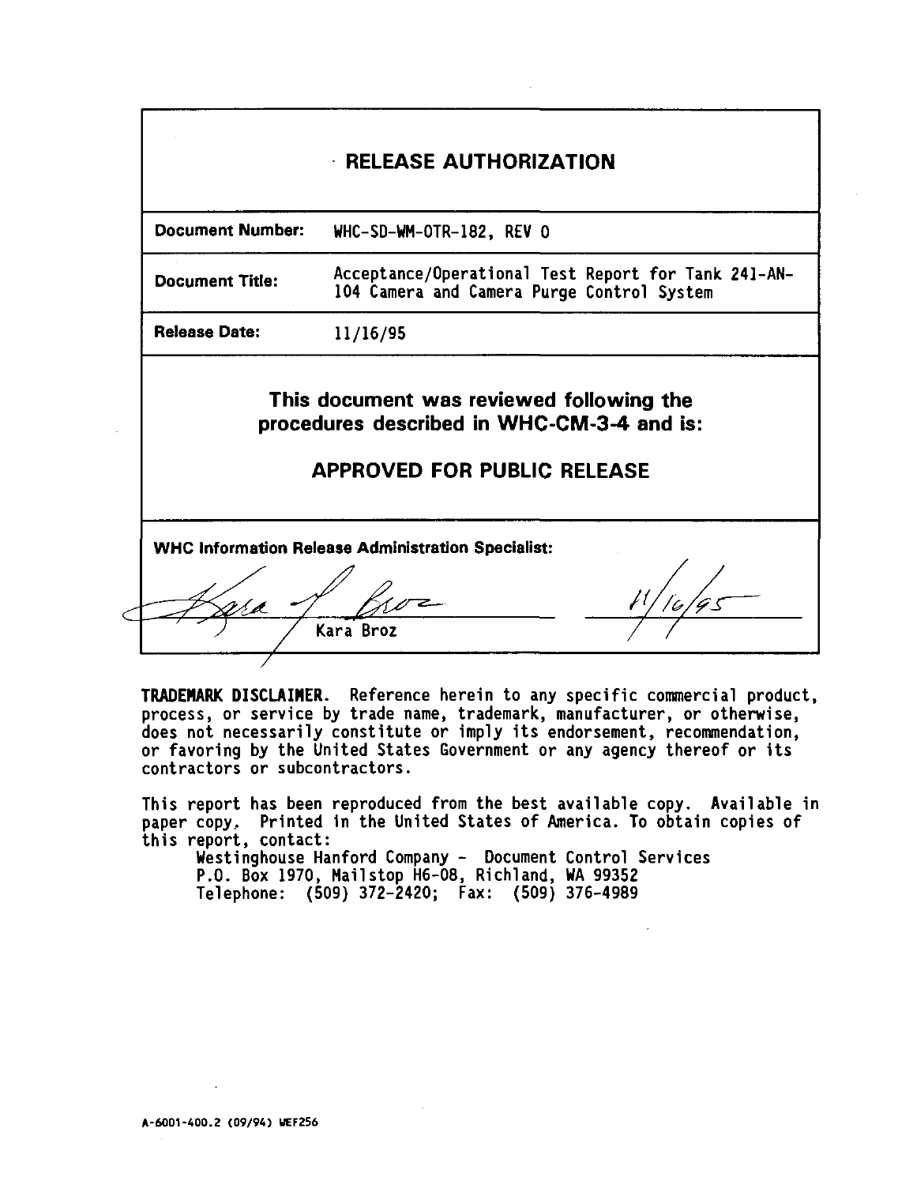# RELEASE AUTHORIZATION

| | |
|---|---|
| **Document Number:** | WHC-SD-WM-OTR-182, REV 0 |
| **Document Title:** | Acceptance/Operational Test Report for Tank 241-AN-104 Camera and Camera Purge Control System |
| **Release Date:** | 11/16/95 |

**This document was reviewed following the procedures described in WHC-CM-3-4 and is:**

**APPROVED FOR PUBLIC RELEASE**

**WHC Information Release Administration Specialist:**

Kara Broz 11/16/95

**TRADEMARK DISCLAIMER.** Reference herein to any specific commercial product, process, or service by trade name, trademark, manufacturer, or otherwise, does not necessarily constitute or imply its endorsement, recommendation, or favoring by the United States Government or any agency thereof or its contractors or subcontractors.

This report has been reproduced from the best available copy. Available in paper copy. Printed in the United States of America. To obtain copies of this report, contact:

Westinghouse Hanford Company - Document Control Services
P.O. Box 1970, Mailstop H6-08, Richland, WA 99352
Telephone: (509) 372-2420; Fax: (509) 376-4989

A-6001-400.2 (09/94) WEF256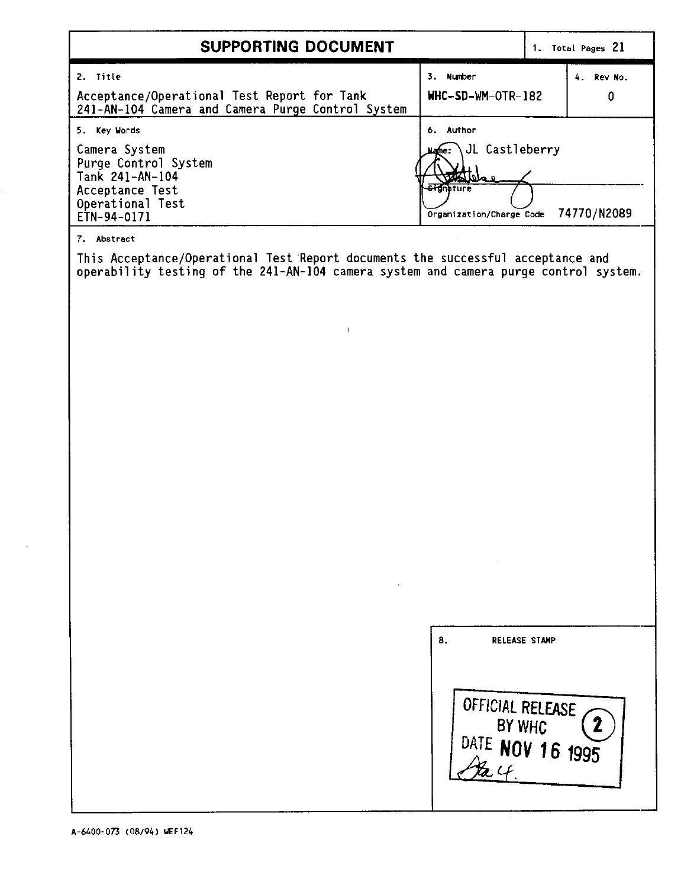# SUPPORTING DOCUMENT

| 1. Total Pages 21 | | |
|---|---|---|
| **2. Title** | **3. Number** | **4. Rev No.** |
| Acceptance/Operational Test Report for Tank 241-AN-104 Camera and Camera Purge Control System | WHC-SD-WM-OTR-182 | 0 |

| 5. Key Words | 6. Author |
|---|---|
| Camera System<br>Purge Control System<br>Tank 241-AN-104<br>Acceptance Test<br>Operational Test<br>ETN-94-0171 | Name: JL Castleberry<br><br>Signature<br><br>Organization/Charge Code 74770/N2089 |

**7. Abstract**

This Acceptance/Operational Test Report documents the successful acceptance and operability testing of the 241-AN-104 camera system and camera purge control system.

**8. RELEASE STAMP**

OFFICIAL RELEASE BY WHC (2)
DATE NOV 16 1995

A-6400-073 (08/94) WEF124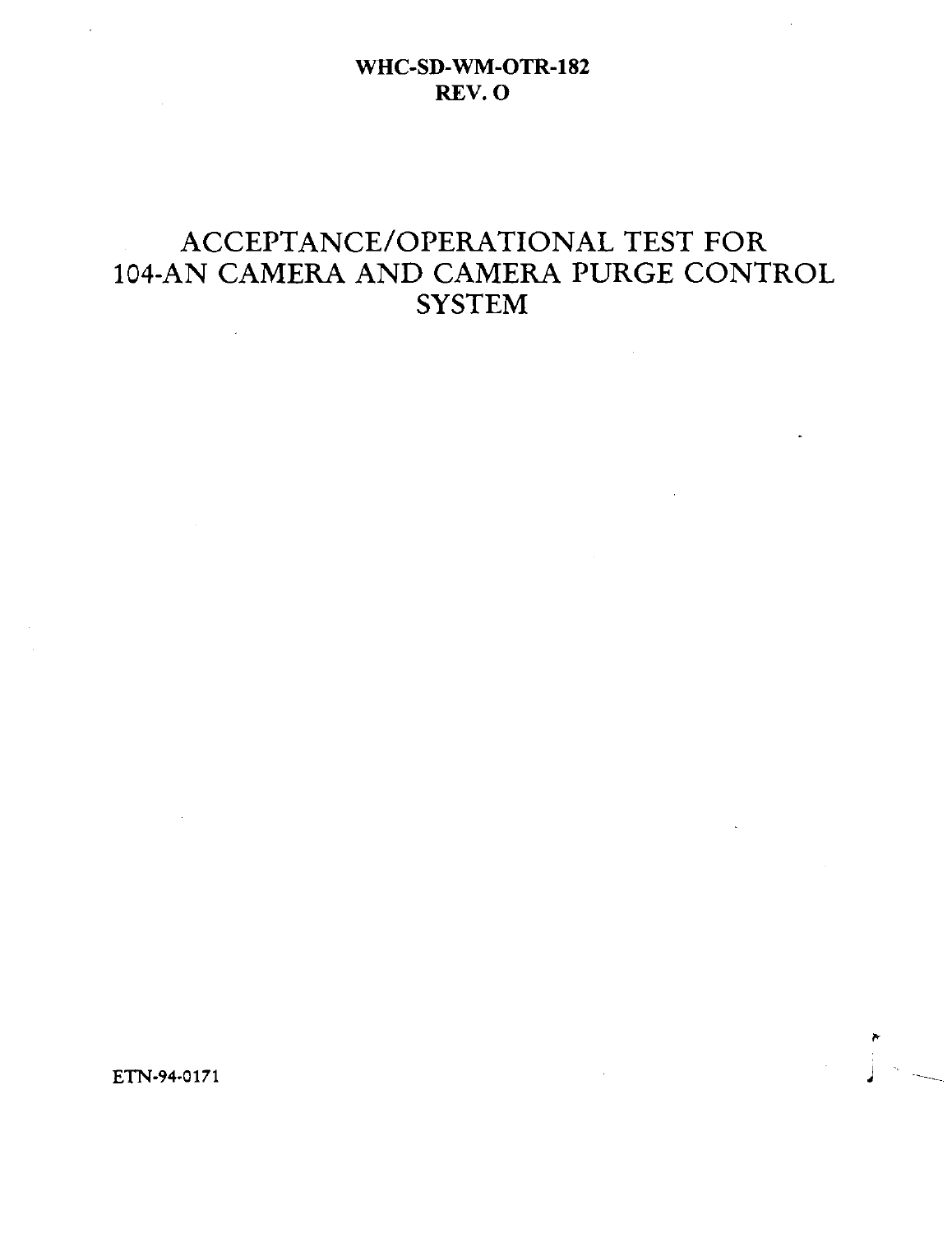**WHC-SD-WM-OTR-182**
**REV. O**

# ACCEPTANCE/OPERATIONAL TEST FOR 104-AN CAMERA AND CAMERA PURGE CONTROL SYSTEM

ETN-94-0171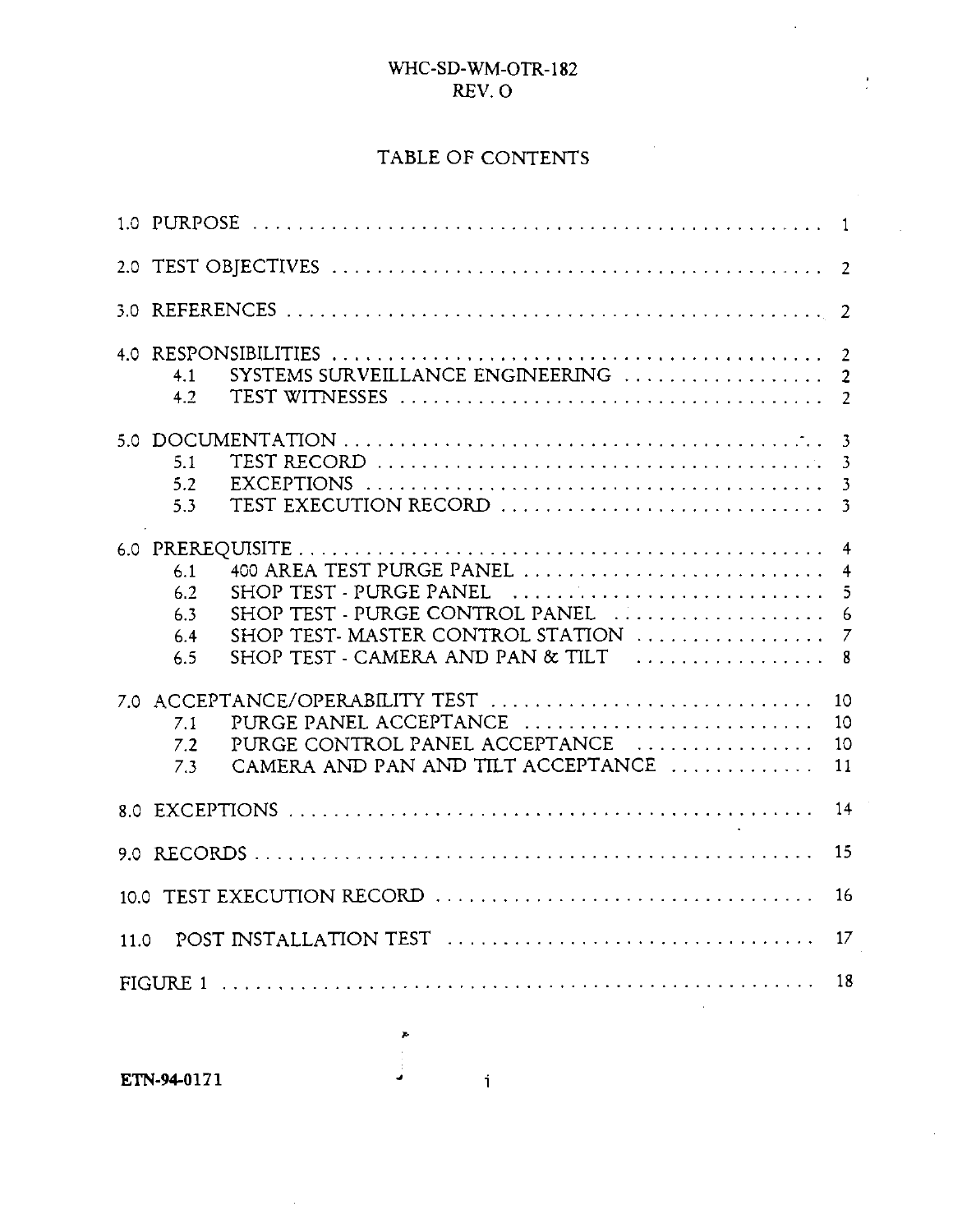# TABLE OF CONTENTS

| | |
|---|---|
| 1.0 PURPOSE | 1 |
| 2.0 TEST OBJECTIVES | 2 |
| 3.0 REFERENCES | 2 |
| 4.0 RESPONSIBILITIES | 2 |
| 4.1 SYSTEMS SURVEILLANCE ENGINEERING | 2 |
| 4.2 TEST WITNESSES | 2 |
| 5.0 DOCUMENTATION | 3 |
| 5.1 TEST RECORD | 3 |
| 5.2 EXCEPTIONS | 3 |
| 5.3 TEST EXECUTION RECORD | 3 |
| 6.0 PREREQUISITE | 4 |
| 6.1 400 AREA TEST PURGE PANEL | 4 |
| 6.2 SHOP TEST - PURGE PANEL | 5 |
| 6.3 SHOP TEST - PURGE CONTROL PANEL | 6 |
| 6.4 SHOP TEST- MASTER CONTROL STATION | 7 |
| 6.5 SHOP TEST - CAMERA AND PAN & TILT | 8 |
| 7.0 ACCEPTANCE/OPERABILITY TEST | 10 |
| 7.1 PURGE PANEL ACCEPTANCE | 10 |
| 7.2 PURGE CONTROL PANEL ACCEPTANCE | 10 |
| 7.3 CAMERA AND PAN AND TILT ACCEPTANCE | 11 |
| 8.0 EXCEPTIONS | 14 |
| 9.0 RECORDS | 15 |
| 10.0 TEST EXECUTION RECORD | 16 |
| 11.0 POST INSTALLATION TEST | 17 |
| FIGURE 1 | 18 |

ETN-94-0171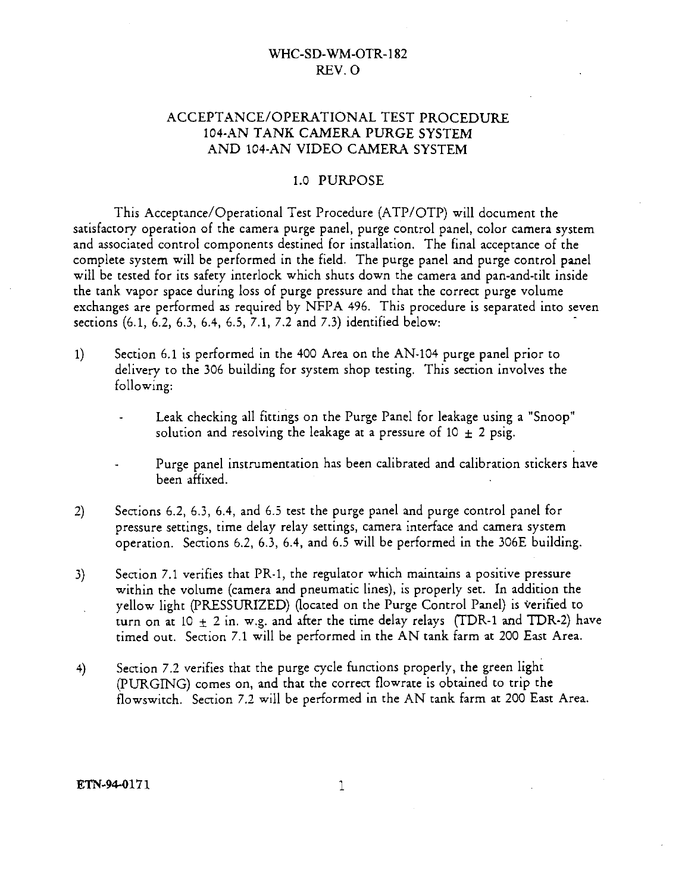# ACCEPTANCE/OPERATIONAL TEST PROCEDURE 104-AN TANK CAMERA PURGE SYSTEM AND 104-AN VIDEO CAMERA SYSTEM

## 1.0 PURPOSE

This Acceptance/Operational Test Procedure (ATP/OTP) will document the satisfactory operation of the camera purge panel, purge control panel, color camera system and associated control components destined for installation. The final acceptance of the complete system will be performed in the field. The purge panel and purge control panel will be tested for its safety interlock which shuts down the camera and pan-and-tilt inside the tank vapor space during loss of purge pressure and that the correct purge volume exchanges are performed as required by NFPA 496. This procedure is separated into seven sections (6.1, 6.2, 6.3, 6.4, 6.5, 7.1, 7.2 and 7.3) identified below:

1) Section 6.1 is performed in the 400 Area on the AN-104 purge panel prior to delivery to the 306 building for system shop testing. This section involves the following:

   - Leak checking all fittings on the Purge Panel for leakage using a "Snoop" solution and resolving the leakage at a pressure of 10 ± 2 psig.

   - Purge panel instrumentation has been calibrated and calibration stickers have been affixed.

2) Sections 6.2, 6.3, 6.4, and 6.5 test the purge panel and purge control panel for pressure settings, time delay relay settings, camera interface and camera system operation. Sections 6.2, 6.3, 6.4, and 6.5 will be performed in the 306E building.

3) Section 7.1 verifies that PR-1, the regulator which maintains a positive pressure within the volume (camera and pneumatic lines), is properly set. In addition the yellow light (PRESSURIZED) (located on the Purge Control Panel) is verified to turn on at 10 ± 2 in. w.g. and after the time delay relays (TDR-1 and TDR-2) have timed out. Section 7.1 will be performed in the AN tank farm at 200 East Area.

4) Section 7.2 verifies that the purge cycle functions properly, the green light (PURGING) comes on, and that the correct flowrate is obtained to trip the flowswitch. Section 7.2 will be performed in the AN tank farm at 200 East Area.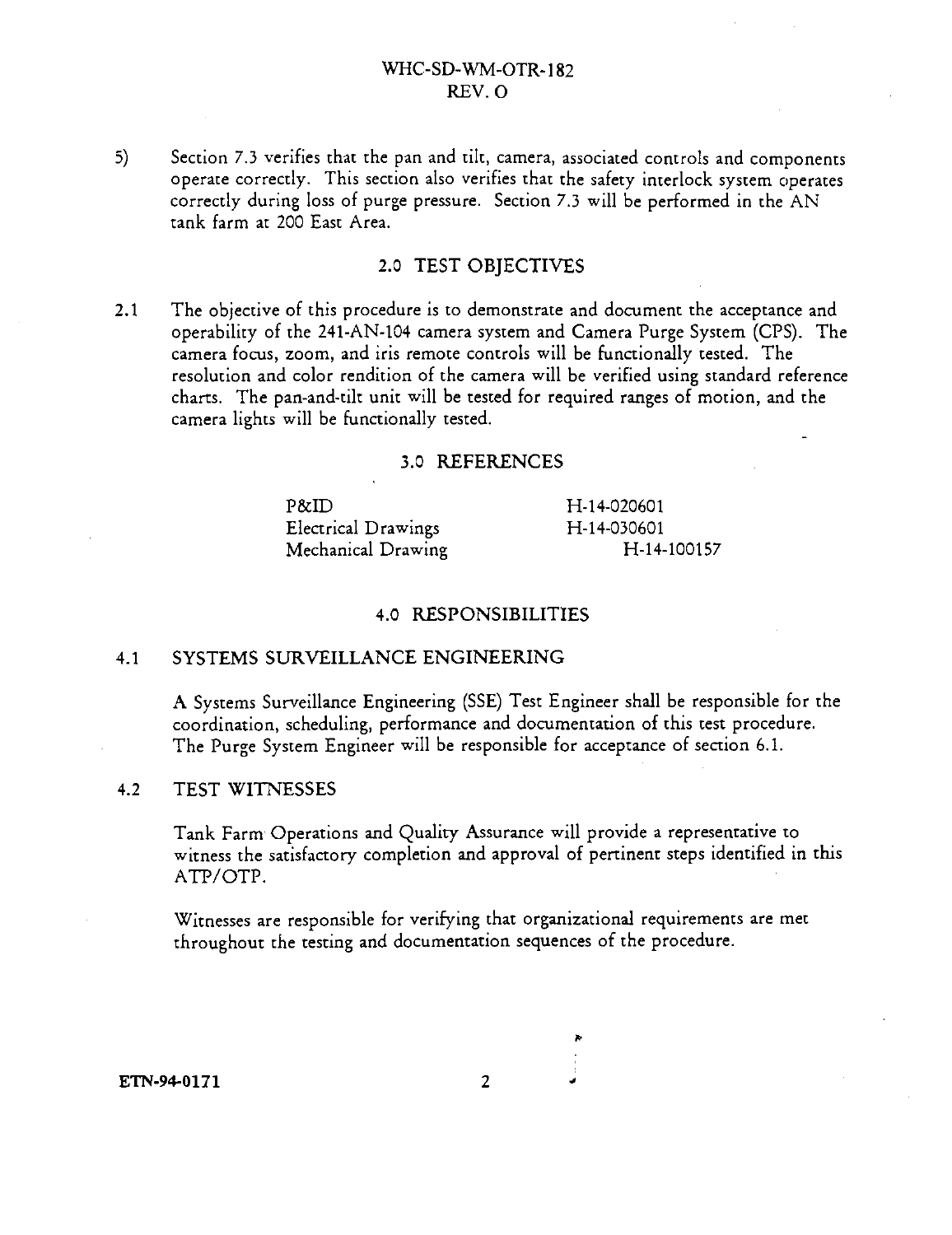5) Section 7.3 verifies that the pan and tilt, camera, associated controls and components operate correctly. This section also verifies that the safety interlock system operates correctly during loss of purge pressure. Section 7.3 will be performed in the AN tank farm at 200 East Area.

## 2.0 TEST OBJECTIVES

2.1 The objective of this procedure is to demonstrate and document the acceptance and operability of the 241-AN-104 camera system and Camera Purge System (CPS). The camera focus, zoom, and iris remote controls will be functionally tested. The resolution and color rendition of the camera will be verified using standard reference charts. The pan-and-tilt unit will be tested for required ranges of motion, and the camera lights will be functionally tested.

## 3.0 REFERENCES

| | |
|---|---|
| P&ID | H-14-020601 |
| Electrical Drawings | H-14-030601 |
| Mechanical Drawing | H-14-100157 |

## 4.0 RESPONSIBILITIES

### 4.1 SYSTEMS SURVEILLANCE ENGINEERING

A Systems Surveillance Engineering (SSE) Test Engineer shall be responsible for the coordination, scheduling, performance and documentation of this test procedure. The Purge System Engineer will be responsible for acceptance of section 6.1.

### 4.2 TEST WITNESSES

Tank Farm Operations and Quality Assurance will provide a representative to witness the satisfactory completion and approval of pertinent steps identified in this ATP/OTP.

Witnesses are responsible for verifying that organizational requirements are met throughout the testing and documentation sequences of the procedure.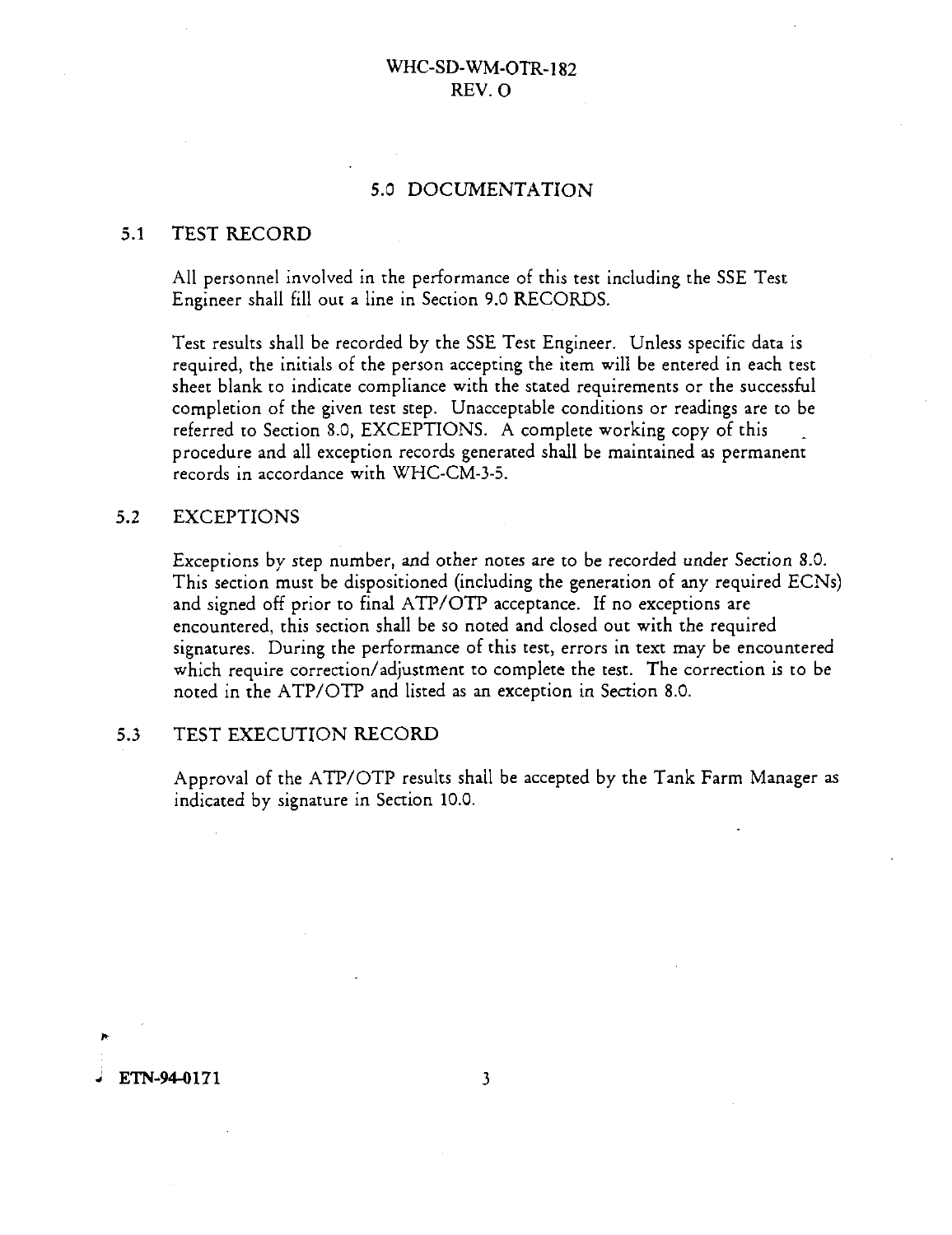## 5.0 DOCUMENTATION

### 5.1 TEST RECORD

All personnel involved in the performance of this test including the SSE Test Engineer shall fill out a line in Section 9.0 RECORDS.

Test results shall be recorded by the SSE Test Engineer. Unless specific data is required, the initials of the person accepting the item will be entered in each test sheet blank to indicate compliance with the stated requirements or the successful completion of the given test step. Unacceptable conditions or readings are to be referred to Section 8.0, EXCEPTIONS. A complete working copy of this procedure and all exception records generated shall be maintained as permanent records in accordance with WHC-CM-3-5.

### 5.2 EXCEPTIONS

Exceptions by step number, and other notes are to be recorded under Section 8.0. This section must be dispositioned (including the generation of any required ECNs) and signed off prior to final ATP/OTP acceptance. If no exceptions are encountered, this section shall be so noted and closed out with the required signatures. During the performance of this test, errors in text may be encountered which require correction/adjustment to complete the test. The correction is to be noted in the ATP/OTP and listed as an exception in Section 8.0.

### 5.3 TEST EXECUTION RECORD

Approval of the ATP/OTP results shall be accepted by the Tank Farm Manager as indicated by signature in Section 10.0.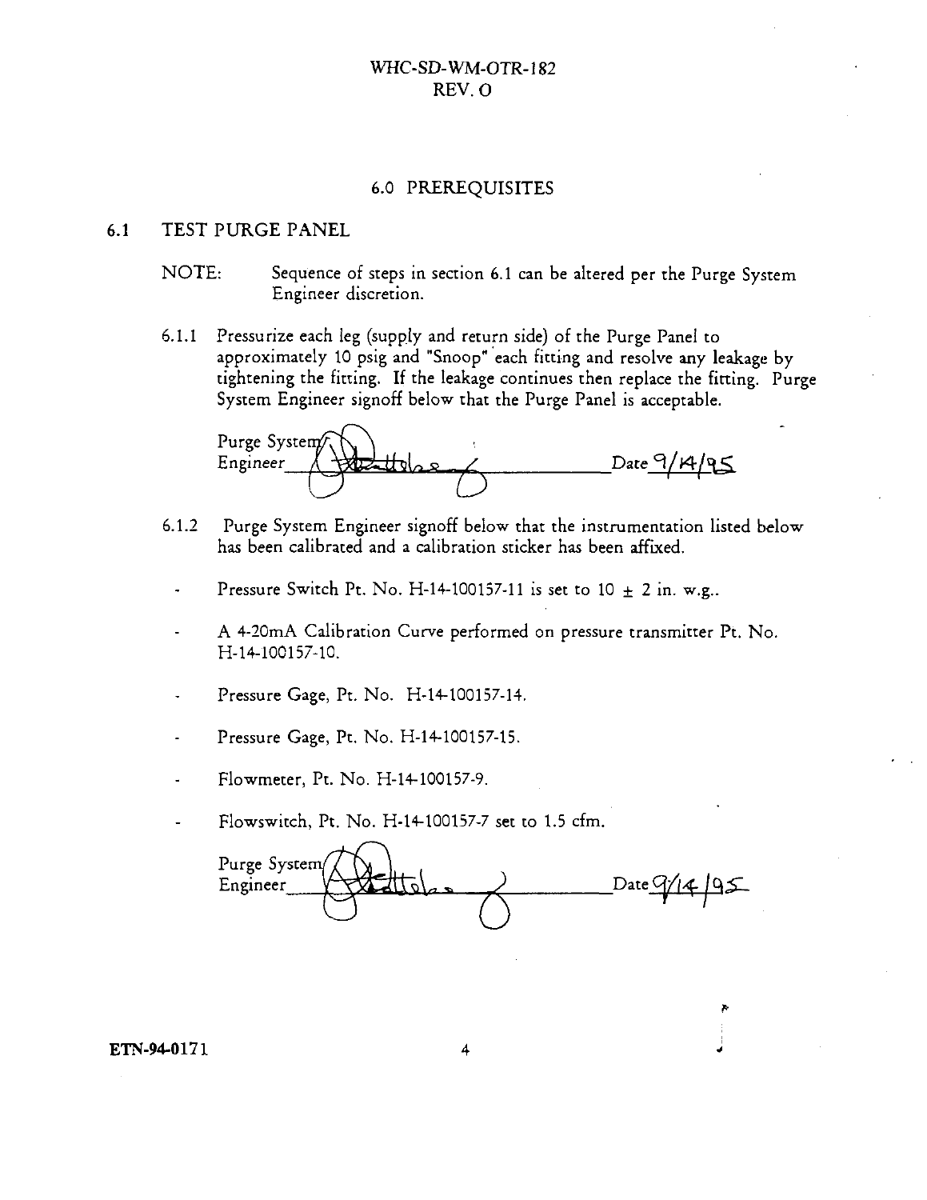## 6.0 PREREQUISITES

### 6.1 TEST PURGE PANEL

NOTE: Sequence of steps in section 6.1 can be altered per the Purge System Engineer discretion.

6.1.1 Pressurize each leg (supply and return side) of the Purge Panel to approximately 10 psig and "Snoop" each fitting and resolve any leakage by tightening the fitting. If the leakage continues then replace the fitting. Purge System Engineer signoff below that the Purge Panel is acceptable.

Purge System Engineer ______________________ Date 9/14/95

6.1.2 Purge System Engineer signoff below that the instrumentation listed below has been calibrated and a calibration sticker has been affixed.

- Pressure Switch Pt. No. H-14-100157-11 is set to 10 $\pm$ 2 in. w.g..
- A 4-20mA Calibration Curve performed on pressure transmitter Pt. No. H-14-100157-10.
- Pressure Gage, Pt. No. H-14-100157-14.
- Pressure Gage, Pt. No. H-14-100157-15.
- Flowmeter, Pt. No. H-14-100157-9.
- Flowswitch, Pt. No. H-14-100157-7 set to 1.5 cfm.

Purge System Engineer ______________________ Date 9/14/95

ETN-94-0171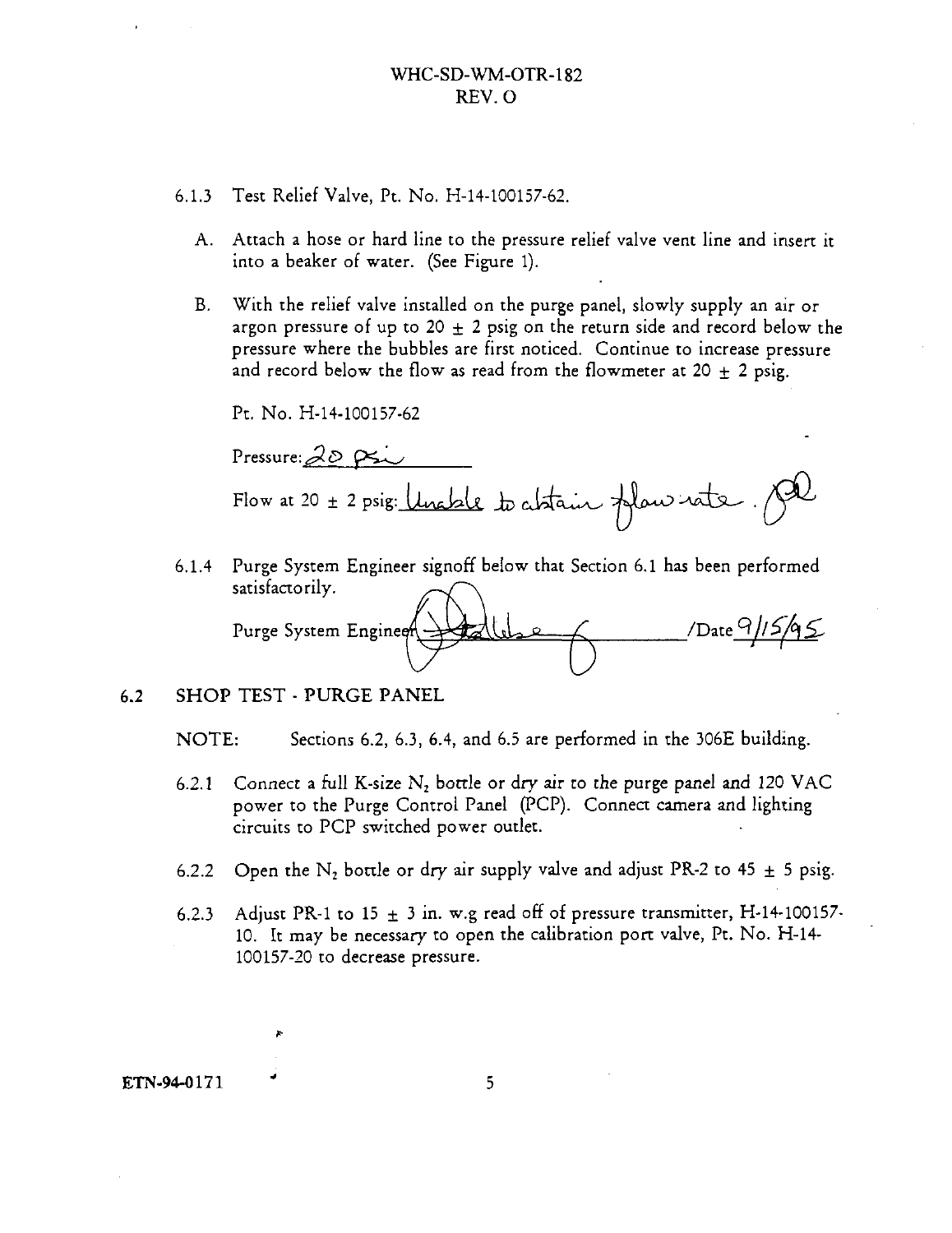6.1.3 Test Relief Valve, Pt. No. H-14-100157-62.

A. Attach a hose or hard line to the pressure relief valve vent line and insert it into a beaker of water. (See Figure 1).

B. With the relief valve installed on the purge panel, slowly supply an air or argon pressure of up to 20 ± 2 psig on the return side and record below the pressure where the bubbles are first noticed. Continue to increase pressure and record below the flow as read from the flowmeter at 20 ± 2 psig.

Pt. No. H-14-100157-62

Pressure: 20 psi

Flow at 20 ± 2 psig: Unable to obtain flow rate.

6.1.4 Purge System Engineer signoff below that Section 6.1 has been performed satisfactorily.

Purge System Engineer _______________ /Date 9/15/95

## 6.2 SHOP TEST - PURGE PANEL

NOTE: Sections 6.2, 6.3, 6.4, and 6.5 are performed in the 306E building.

6.2.1 Connect a full K-size $N_2$ bottle or dry air to the purge panel and 120 VAC power to the Purge Control Panel (PCP). Connect camera and lighting circuits to PCP switched power outlet.

6.2.2 Open the $N_2$ bottle or dry air supply valve and adjust PR-2 to 45 ± 5 psig.

6.2.3 Adjust PR-1 to 15 ± 3 in. w.g read off of pressure transmitter, H-14-100157-10. It may be necessary to open the calibration port valve, Pt. No. H-14-100157-20 to decrease pressure.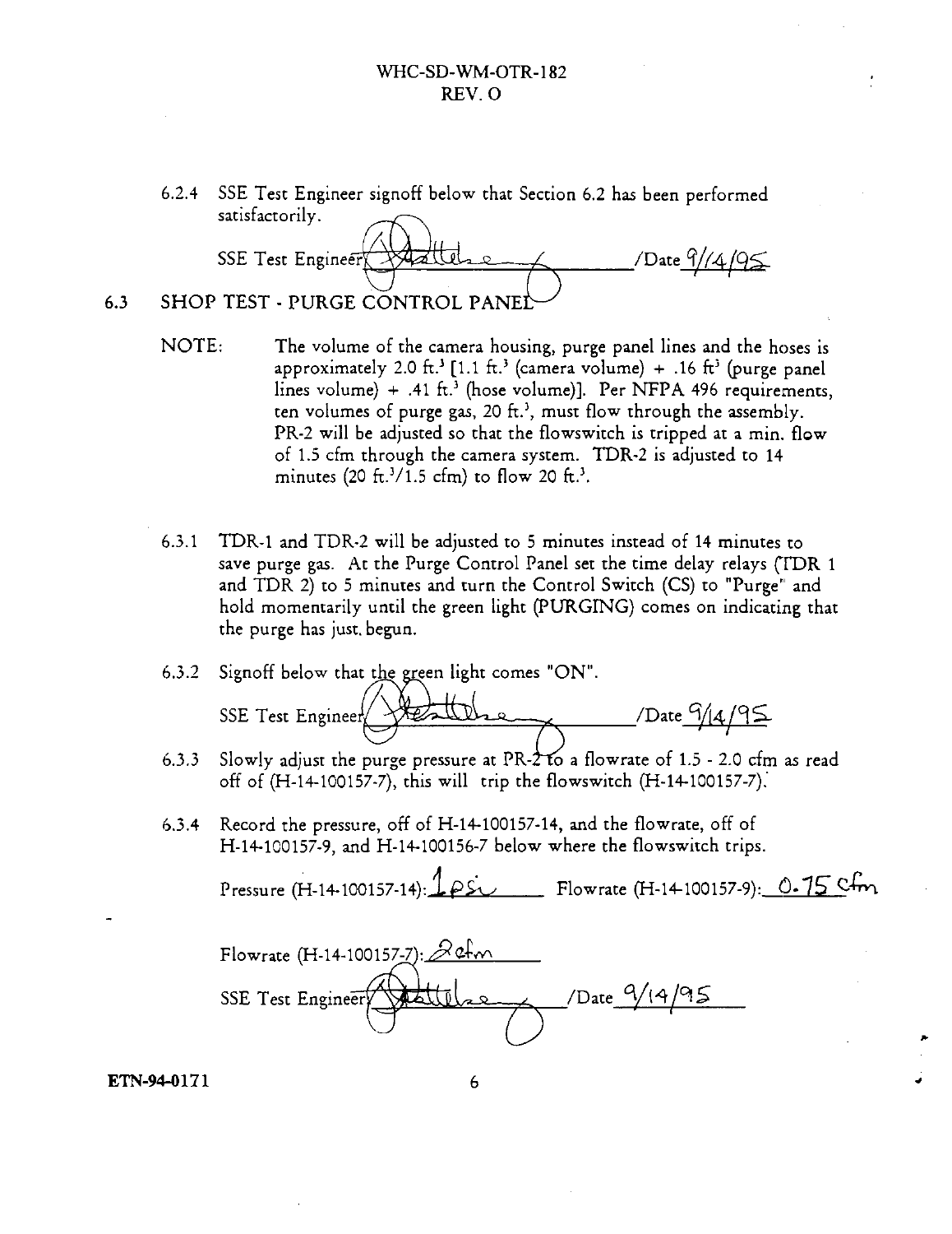6.2.4 SSE Test Engineer signoff below that Section 6.2 has been performed satisfactorily.

SSE Test Engineer ~~[signature]~~ /Date 9/14/95

## 6.3 SHOP TEST - PURGE CONTROL PANEL

NOTE: The volume of the camera housing, purge panel lines and the hoses is approximately 2.0 ft.$^3$ [1.1 ft.$^3$ (camera volume) + .16 ft$^3$ (purge panel lines volume) + .41 ft.$^3$ (hose volume)]. Per NFPA 496 requirements, ten volumes of purge gas, 20 ft.$^3$, must flow through the assembly. PR-2 will be adjusted so that the flowswitch is tripped at a min. flow of 1.5 cfm through the camera system. TDR-2 is adjusted to 14 minutes (20 ft.$^3$/1.5 cfm) to flow 20 ft.$^3$.

6.3.1 TDR-1 and TDR-2 will be adjusted to 5 minutes instead of 14 minutes to save purge gas. At the Purge Control Panel set the time delay relays (TDR 1 and TDR 2) to 5 minutes and turn the Control Switch (CS) to "Purge" and hold momentarily until the green light (PURGING) comes on indicating that the purge has just begun.

6.3.2 Signoff below that the green light comes "ON".

SSE Test Engineer [signature] /Date 9/14/95

6.3.3 Slowly adjust the purge pressure at PR-2 to a flowrate of 1.5 - 2.0 cfm as read off of (H-14-100157-7), this will trip the flowswitch (H-14-100157-7).

6.3.4 Record the pressure, off of H-14-100157-14, and the flowrate, off of H-14-100157-9, and H-14-100156-7 below where the flowswitch trips.

Pressure (H-14-100157-14): 1 psi Flowrate (H-14-100157-9): 0.75 cfm

Flowrate (H-14-100157-7): 2 cfm

SSE Test Engineer [signature] /Date 9/14/95

ETN-94-0171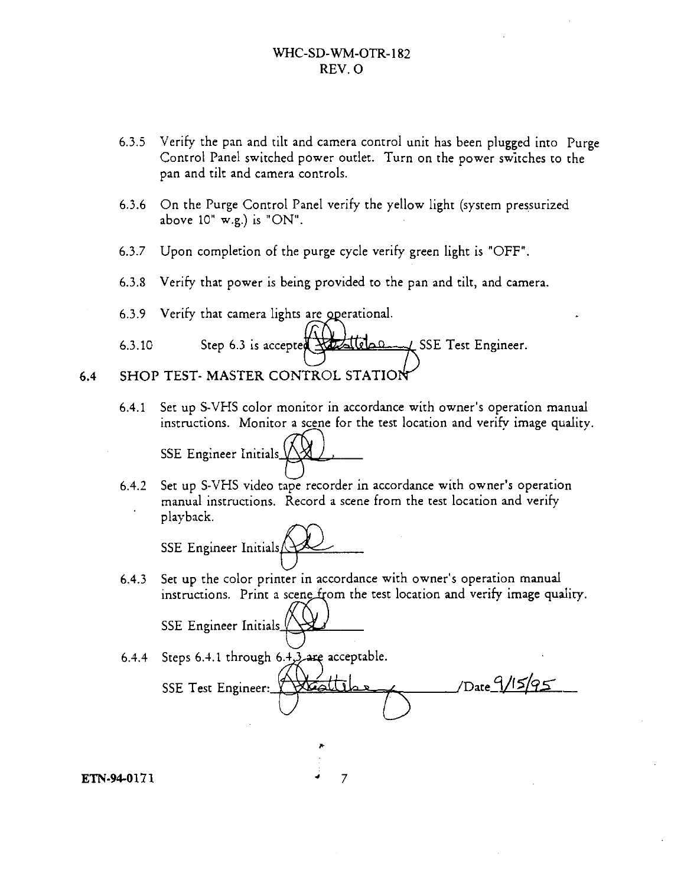6.3.5 Verify the pan and tilt and camera control unit has been plugged into Purge Control Panel switched power outlet. Turn on the power switches to the pan and tilt and camera controls.

6.3.6 On the Purge Control Panel verify the yellow light (system pressurized above 10" w.g.) is "ON".

6.3.7 Upon completion of the purge cycle verify green light is "OFF".

6.3.8 Verify that power is being provided to the pan and tilt, and camera.

6.3.9 Verify that camera lights are operational.

6.3.10 Step 6.3 is accepted ____________/ SSE Test Engineer.

## 6.4 SHOP TEST- MASTER CONTROL STATION

6.4.1 Set up S-VHS color monitor in accordance with owner's operation manual instructions. Monitor a scene for the test location and verify image quality.

SSE Engineer Initials ____________

6.4.2 Set up S-VHS video tape recorder in accordance with owner's operation manual instructions. Record a scene from the test location and verify playback.

SSE Engineer Initials ____________

6.4.3 Set up the color printer in accordance with owner's operation manual instructions. Print a scene from the test location and verify image quality.

SSE Engineer Initials ____________

6.4.4 Steps 6.4.1 through 6.4.3 are acceptable.

SSE Test Engineer: ____________ /Date 9/15/95

ETN-94-0171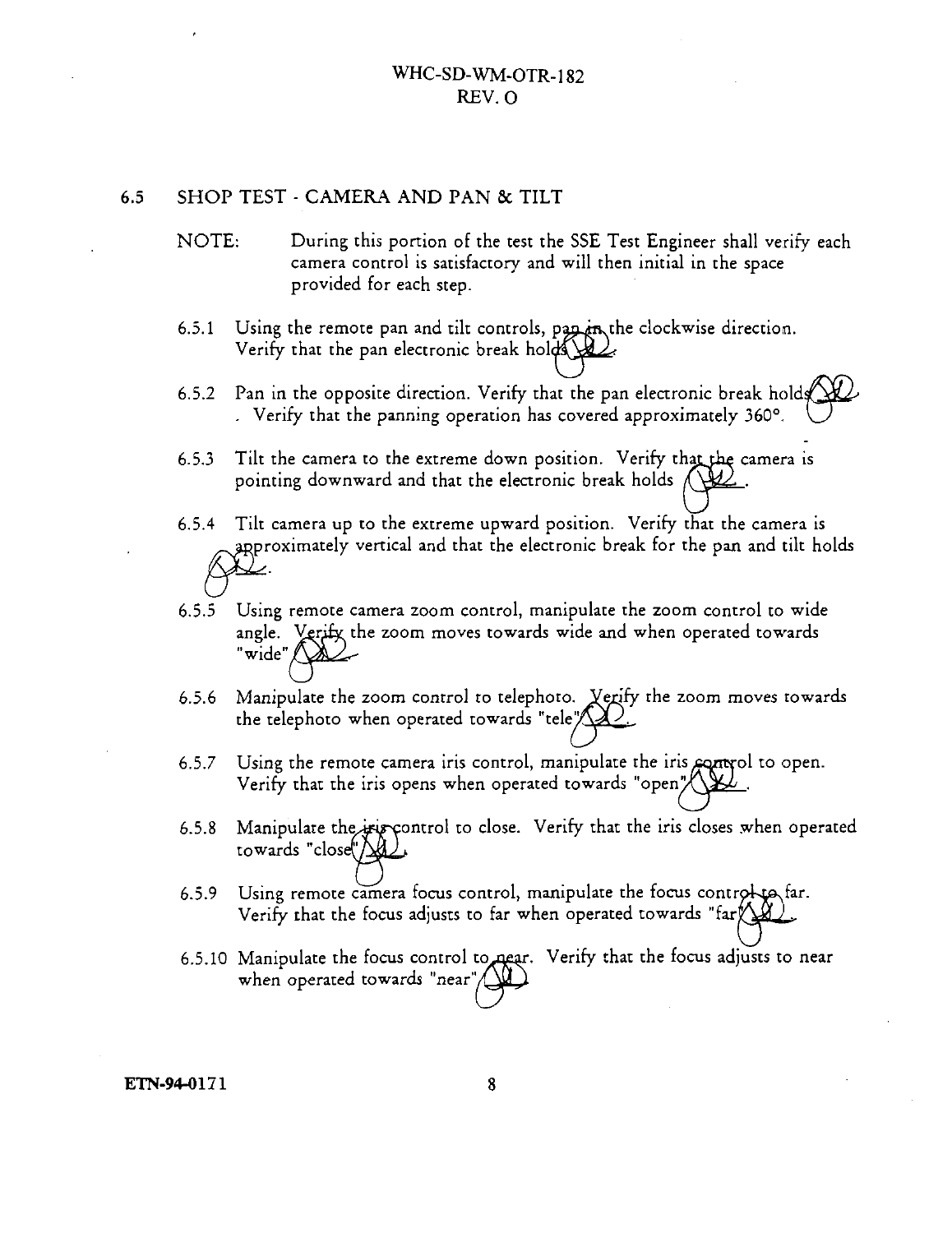## 6.5 SHOP TEST - CAMERA AND PAN & TILT

NOTE: During this portion of the test the SSE Test Engineer shall verify each camera control is satisfactory and will then initial in the space provided for each step.

6.5.1 Using the remote pan and tilt controls, pan in the clockwise direction. Verify that the pan electronic break holds ____.

6.5.2 Pan in the opposite direction. Verify that the pan electronic break holds ____. Verify that the panning operation has covered approximately 360°.

6.5.3 Tilt the camera to the extreme down position. Verify that the camera is pointing downward and that the electronic break holds ____.

6.5.4 Tilt camera up to the extreme upward position. Verify that the camera is approximately vertical and that the electronic break for the pan and tilt holds ____.

6.5.5 Using remote camera zoom control, manipulate the zoom control to wide angle. Verify the zoom moves towards wide and when operated towards "wide" ____.

6.5.6 Manipulate the zoom control to telephoto. Verify the zoom moves towards the telephoto when operated towards "tele" ____.

6.5.7 Using the remote camera iris control, manipulate the iris control to open. Verify that the iris opens when operated towards "open" ____.

6.5.8 Manipulate the iris control to close. Verify that the iris closes when operated towards "close" ____.

6.5.9 Using remote camera focus control, manipulate the focus control to far. Verify that the focus adjusts to far when operated towards "far" ____.

6.5.10 Manipulate the focus control to near. Verify that the focus adjusts to near when operated towards "near" ____.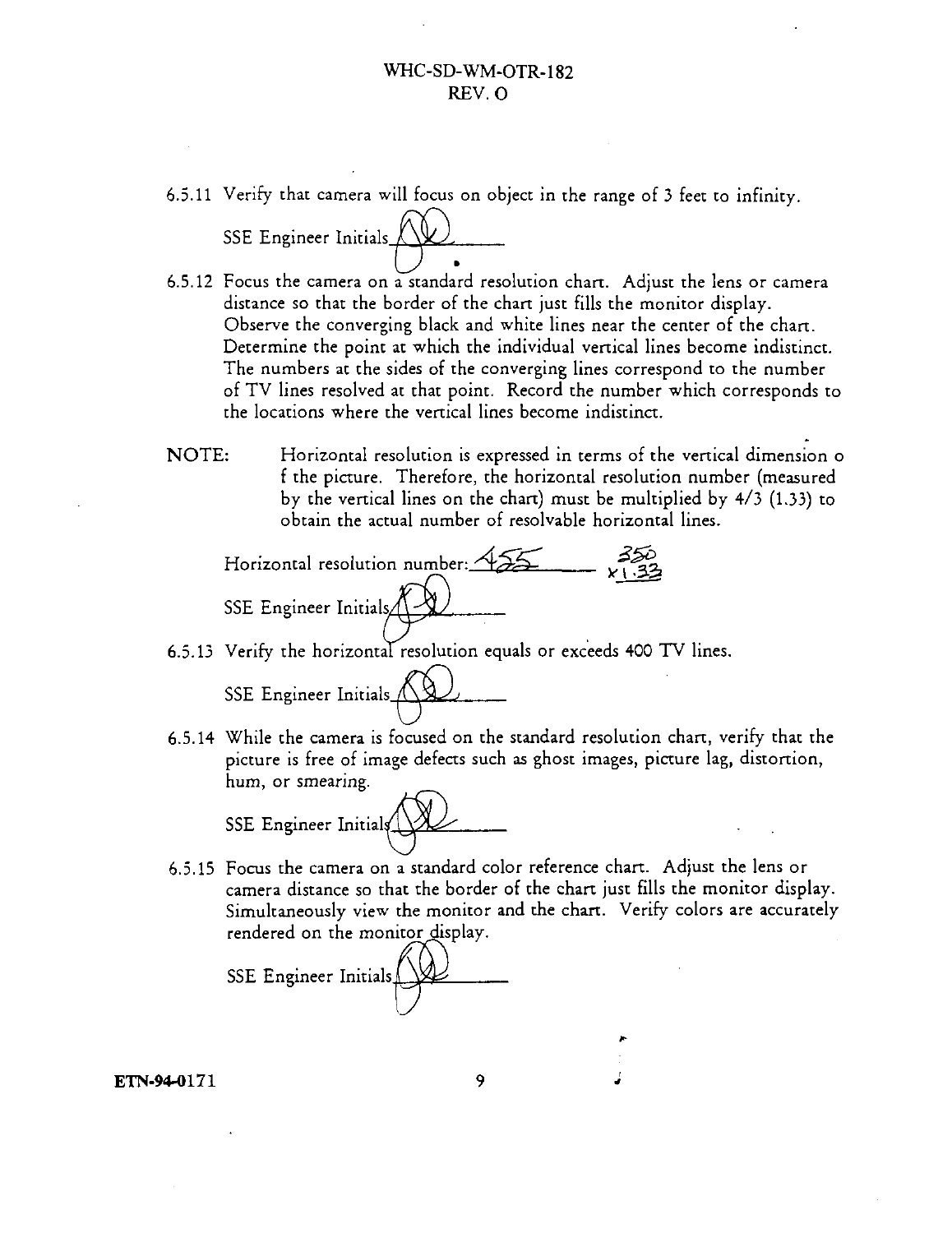6.5.11 Verify that camera will focus on object in the range of 3 feet to infinity.

SSE Engineer Initials_______

6.5.12 Focus the camera on a standard resolution chart. Adjust the lens or camera distance so that the border of the chart just fills the monitor display. Observe the converging black and white lines near the center of the chart. Determine the point at which the individual vertical lines become indistinct. The numbers at the sides of the converging lines correspond to the number of TV lines resolved at that point. Record the number which corresponds to the locations where the vertical lines become indistinct.

NOTE: Horizontal resolution is expressed in terms of the vertical dimension o f the picture. Therefore, the horizontal resolution number (measured by the vertical lines on the chart) must be multiplied by 4/3 (1.33) to obtain the actual number of resolvable horizontal lines.

Horizontal resolution number: 455 &nbsp;&nbsp;&nbsp; 350 x1.33

SSE Engineer Initials_______

6.5.13 Verify the horizontal resolution equals or exceeds 400 TV lines.

SSE Engineer Initials_______

6.5.14 While the camera is focused on the standard resolution chart, verify that the picture is free of image defects such as ghost images, picture lag, distortion, hum, or smearing.

SSE Engineer Initials_______

6.5.15 Focus the camera on a standard color reference chart. Adjust the lens or camera distance so that the border of the chart just fills the monitor display. Simultaneously view the monitor and the chart. Verify colors are accurately rendered on the monitor display.

SSE Engineer Initials_______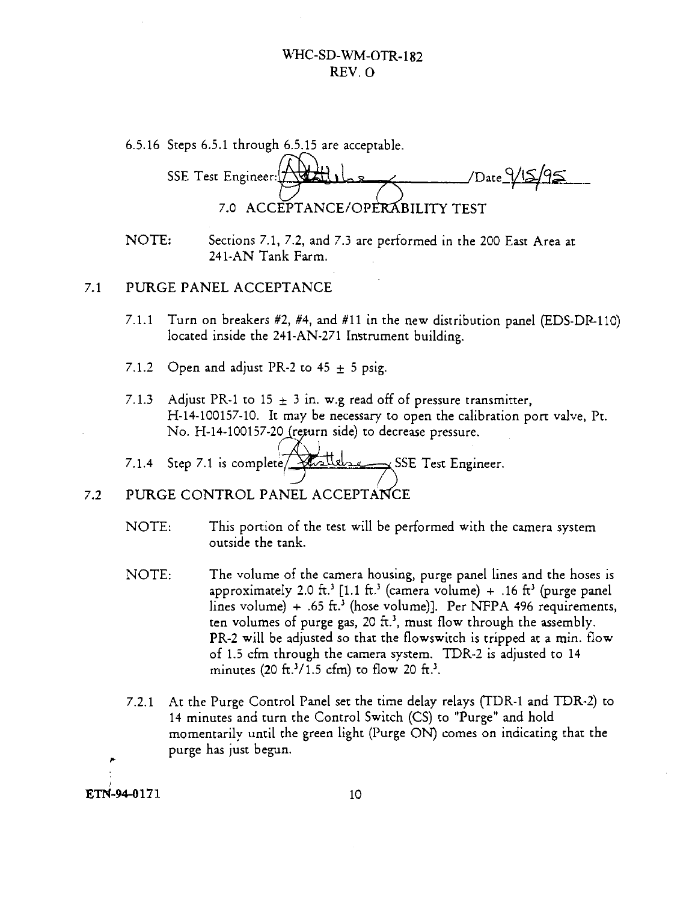6.5.16 Steps 6.5.1 through 6.5.15 are acceptable.

SSE Test Engineer: ____________ /Date 9/15/95

## 7.0 ACCEPTANCE/OPERABILITY TEST

NOTE: Sections 7.1, 7.2, and 7.3 are performed in the 200 East Area at 241-AN Tank Farm.

### 7.1 PURGE PANEL ACCEPTANCE

7.1.1 Turn on breakers #2, #4, and #11 in the new distribution panel (EDS-DP-110) located inside the 241-AN-271 Instrument building.

7.1.2 Open and adjust PR-2 to 45 $\pm$ 5 psig.

7.1.3 Adjust PR-1 to 15 $\pm$ 3 in. w.g read off of pressure transmitter, H-14-100157-10. It may be necessary to open the calibration port valve, Pt. No. H-14-100157-20 (return side) to decrease pressure.

7.1.4 Step 7.1 is complete ____________ SSE Test Engineer.

### 7.2 PURGE CONTROL PANEL ACCEPTANCE

NOTE: This portion of the test will be performed with the camera system outside the tank.

NOTE: The volume of the camera housing, purge panel lines and the hoses is approximately 2.0 $ft.^3$ [1.1 $ft.^3$ (camera volume) + .16 $ft^3$ (purge panel lines volume) + .65 $ft.^3$ (hose volume)]. Per NFPA 496 requirements, ten volumes of purge gas, 20 $ft.^3$, must flow through the assembly. PR-2 will be adjusted so that the flowswitch is tripped at a min. flow of 1.5 cfm through the camera system. TDR-2 is adjusted to 14 minutes (20 $ft.^3$/1.5 cfm) to flow 20 $ft.^3$.

7.2.1 At the Purge Control Panel set the time delay relays (TDR-1 and TDR-2) to 14 minutes and turn the Control Switch (CS) to "Purge" and hold momentarily until the green light (Purge ON) comes on indicating that the purge has just begun.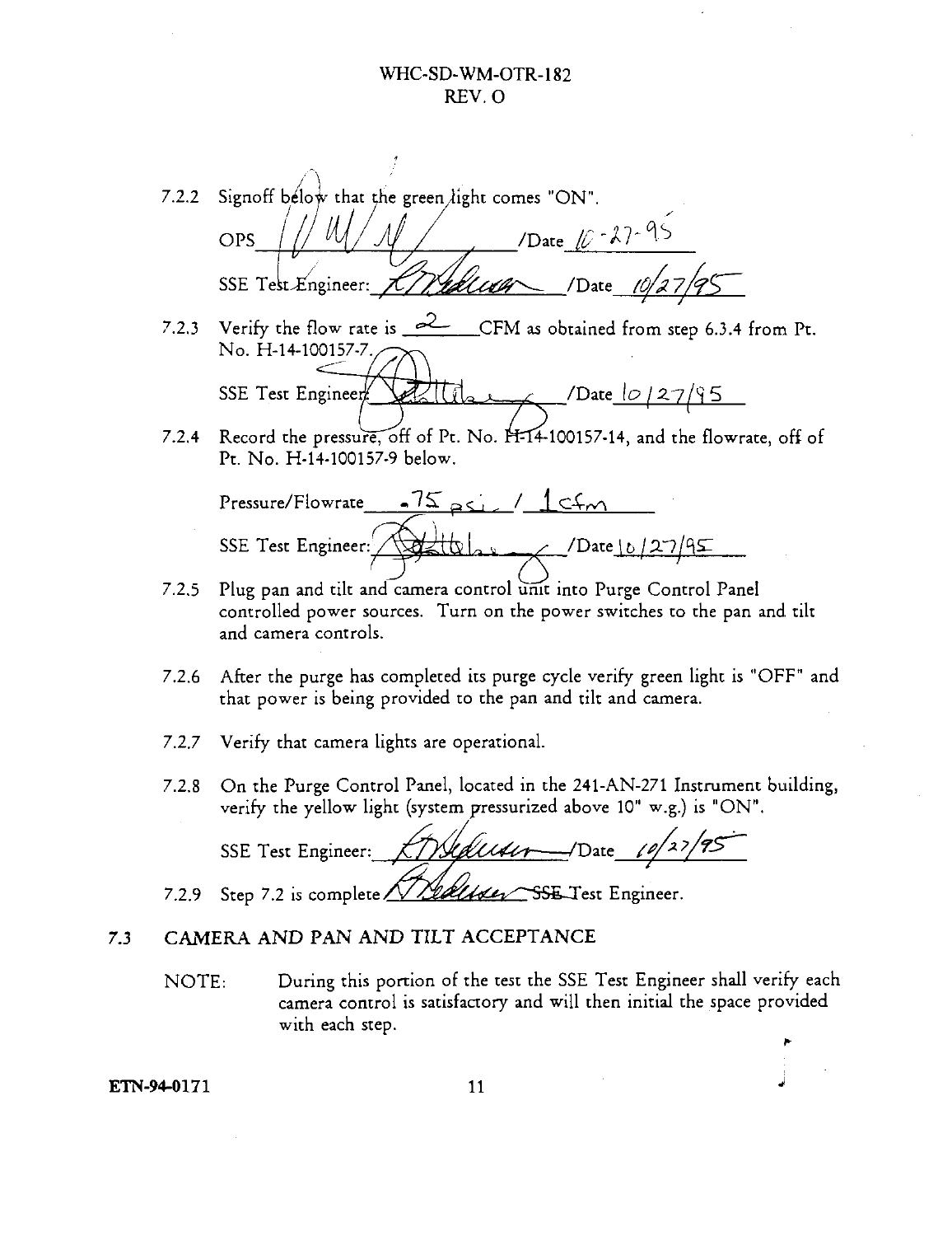7.2.2 Signoff below that the green light comes "ON".

OPS ______________ /Date 10-27-95

SSE Test Engineer: ______________ /Date 10/27/95

7.2.3 Verify the flow rate is 2 CFM as obtained from step 6.3.4 from Pt. No. H-14-100157-7.

SSE Test Engineer: ______________ /Date 10/27/95

7.2.4 Record the pressure, off of Pt. No. H-14-100157-14, and the flowrate, off of Pt. No. H-14-100157-9 below.

Pressure/Flowrate .75 psi / 1 cfm

SSE Test Engineer: ______________ /Date 10/27/95

7.2.5 Plug pan and tilt and camera control unit into Purge Control Panel controlled power sources. Turn on the power switches to the pan and tilt and camera controls.

7.2.6 After the purge has completed its purge cycle verify green light is "OFF" and that power is being provided to the pan and tilt and camera.

7.2.7 Verify that camera lights are operational.

7.2.8 On the Purge Control Panel, located in the 241-AN-271 Instrument building, verify the yellow light (system pressurized above 10" w.g.) is "ON".

SSE Test Engineer: ______________ /Date 10/27/95

7.2.9 Step 7.2 is complete ______________ SSE Test Engineer.

## 7.3 CAMERA AND PAN AND TILT ACCEPTANCE

NOTE: During this portion of the test the SSE Test Engineer shall verify each camera control is satisfactory and will then initial the space provided with each step.

ETN-94-0171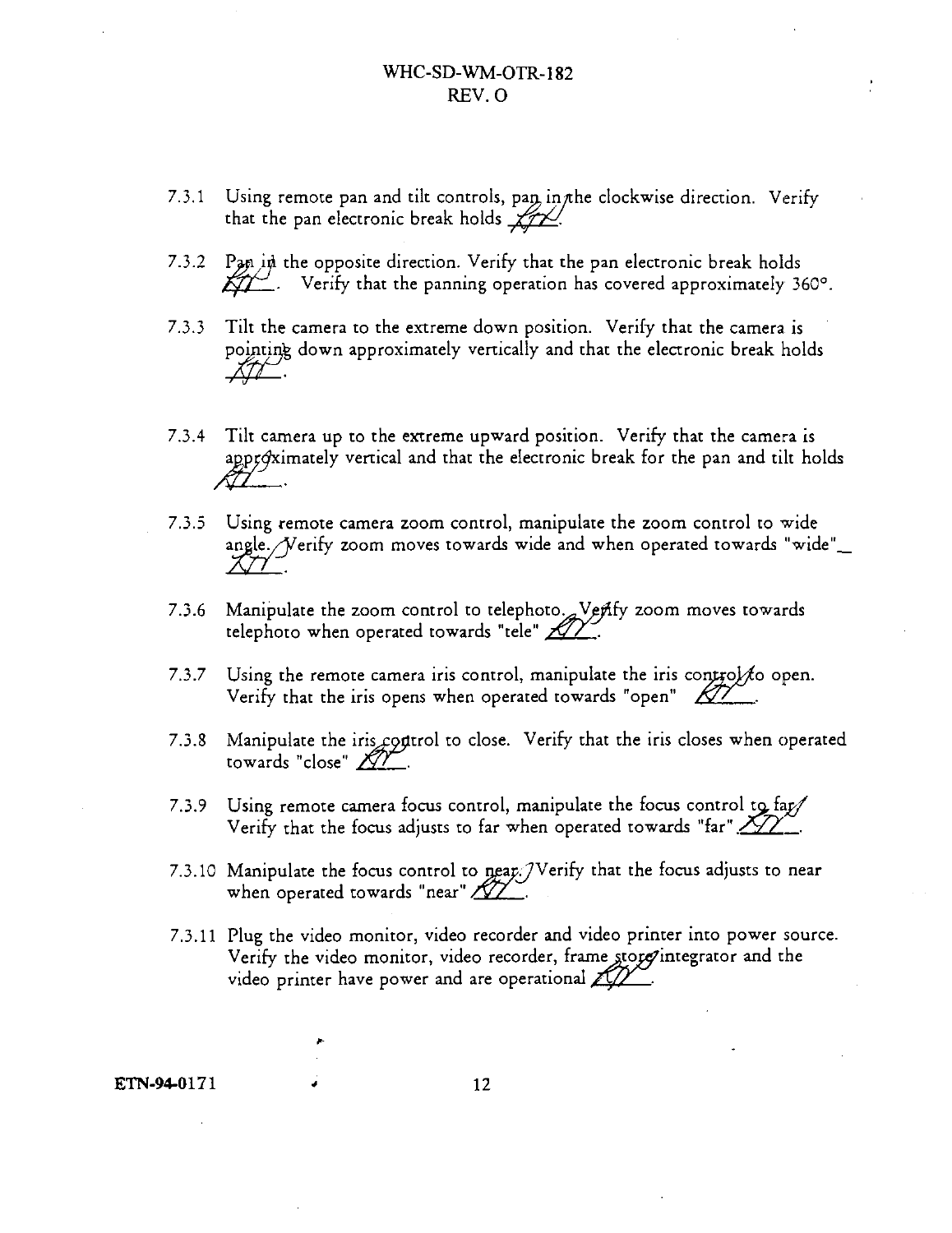7.3.1 Using remote pan and tilt controls, pan in the clockwise direction. Verify that the pan electronic break holds ____.

7.3.2 Pan in the opposite direction. Verify that the pan electronic break holds ____. Verify that the panning operation has covered approximately 360°.

7.3.3 Tilt the camera to the extreme down position. Verify that the camera is pointing down approximately vertically and that the electronic break holds ____.

7.3.4 Tilt camera up to the extreme upward position. Verify that the camera is approximately vertical and that the electronic break for the pan and tilt holds ____.

7.3.5 Using remote camera zoom control, manipulate the zoom control to wide angle. Verify zoom moves towards wide and when operated towards "wide" ____.

7.3.6 Manipulate the zoom control to telephoto. Verify zoom moves towards telephoto when operated towards "tele" ____.

7.3.7 Using the remote camera iris control, manipulate the iris control to open. Verify that the iris opens when operated towards "open" ____.

7.3.8 Manipulate the iris control to close. Verify that the iris closes when operated towards "close" ____.

7.3.9 Using remote camera focus control, manipulate the focus control to far. Verify that the focus adjusts to far when operated towards "far" ____.

7.3.10 Manipulate the focus control to near. Verify that the focus adjusts to near when operated towards "near" ____.

7.3.11 Plug the video monitor, video recorder and video printer into power source. Verify the video monitor, video recorder, frame store integrator and the video printer have power and are operational ____.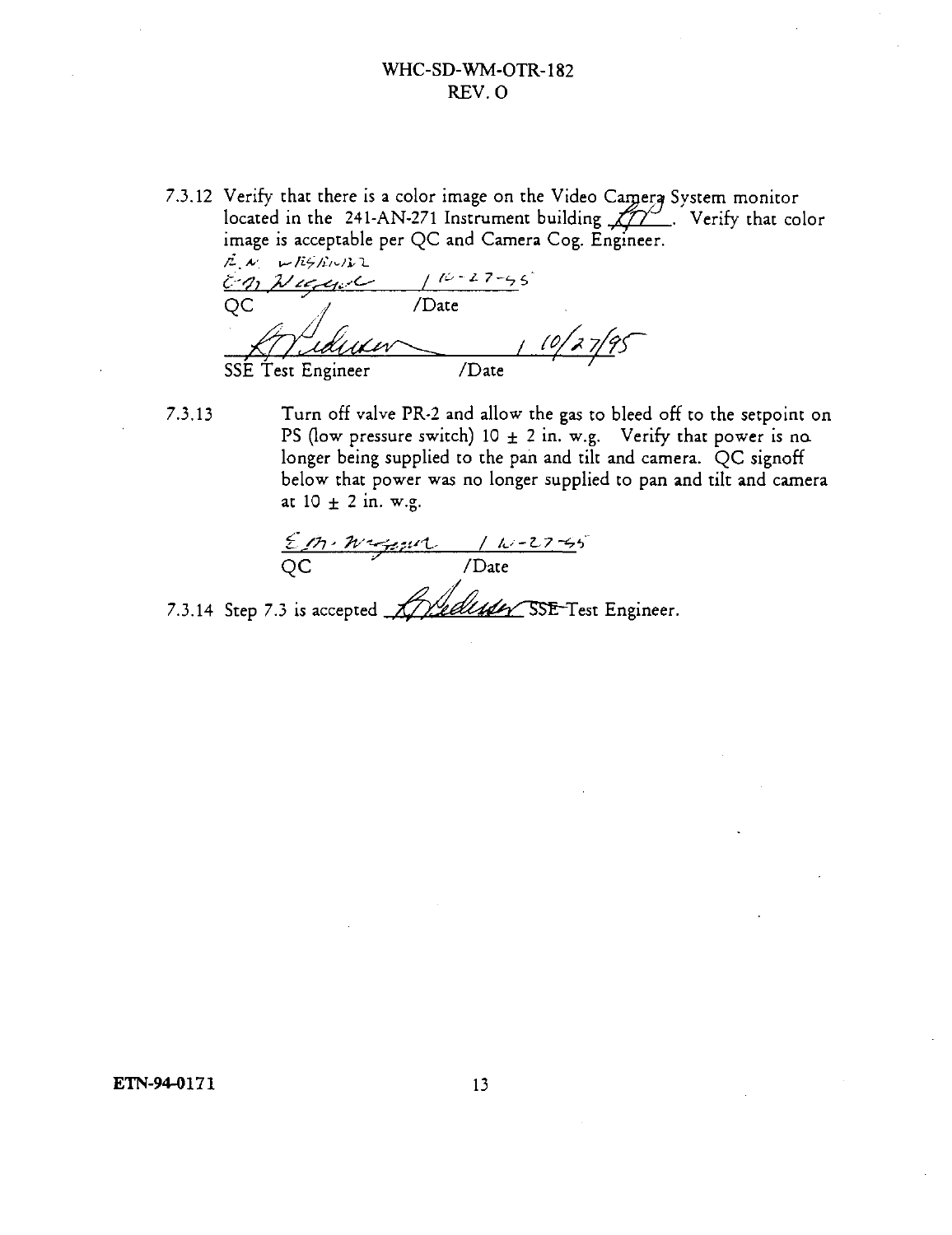7.3.12 Verify that there is a color image on the Video Camera System monitor located in the 241-AN-271 Instrument building ____. Verify that color image is acceptable per QC and Camera Cog. Engineer.

E. N. WAGNER
E.M. Wagner / 10-27-95
QC /Date

/ 10/27/95
SSE Test Engineer /Date

7.3.13 Turn off valve PR-2 and allow the gas to bleed off to the setpoint on PS (low pressure switch) 10 ± 2 in. w.g. Verify that power is no longer being supplied to the pan and tilt and camera. QC signoff below that power was no longer supplied to pan and tilt and camera at 10 ± 2 in. w.g.

E.M. Wagner / 10-27-95
QC /Date

7.3.14 Step 7.3 is accepted ____ SSE Test Engineer.

ETN-94-0171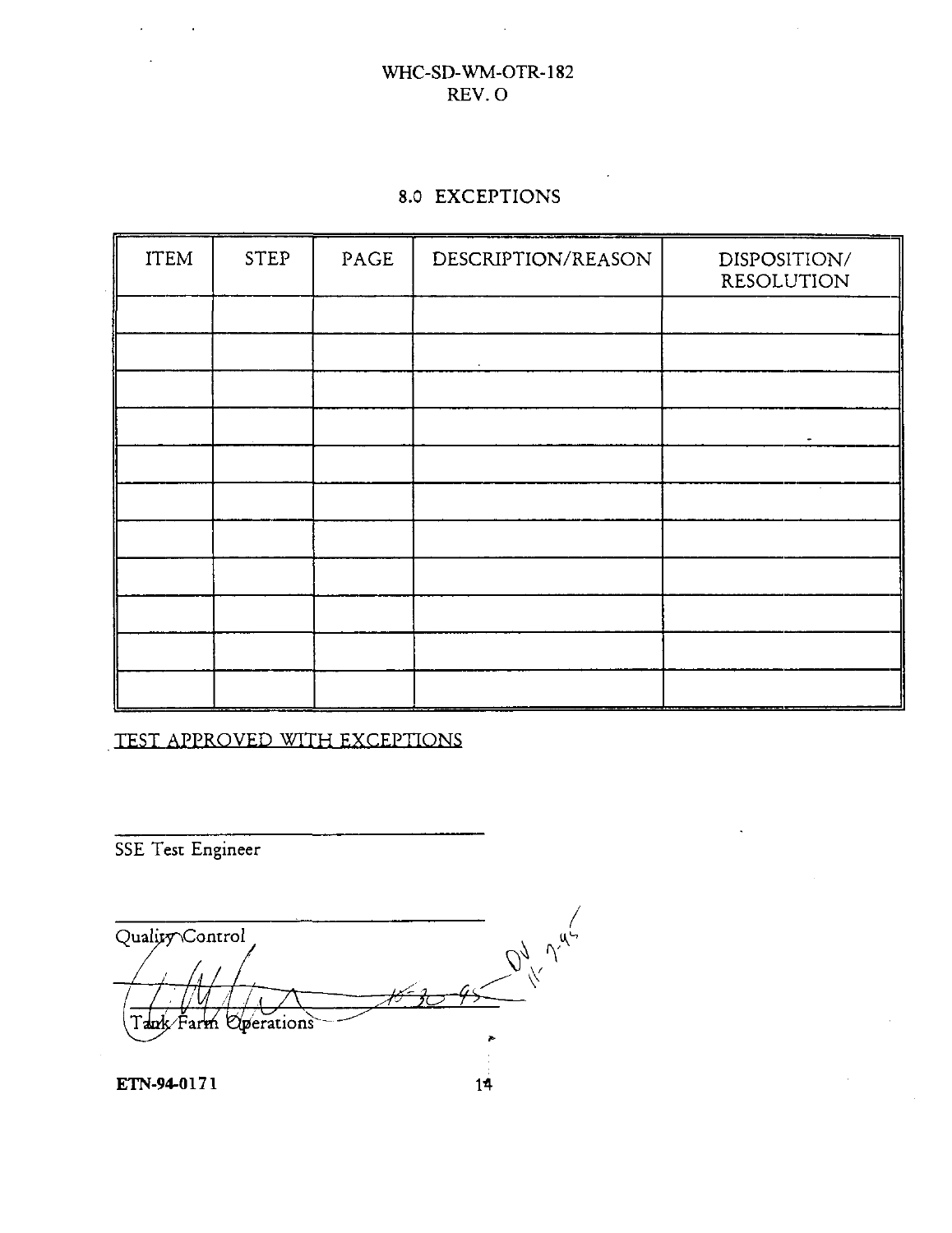# 8.0 EXCEPTIONS

| ITEM | STEP | PAGE | DESCRIPTION/REASON | DISPOSITION/ RESOLUTION |
|---|---|---|---|---|
| | | | | |
| | | | | |
| | | | | |
| | | | | |
| | | | | |
| | | | | |
| | | | | |
| | | | | |
| | | | | |
| | | | | |
| | | | | |

TEST APPROVED WITH EXCEPTIONS

\_\_\_\_\_\_\_\_\_\_\_\_\_\_\_\_\_\_\_\_\_\_\_\_\_\_\_\_\_\_
SSE Test Engineer

\_\_\_\_\_\_\_\_\_\_\_\_\_\_\_\_\_\_\_\_\_\_\_\_\_\_\_\_\_\_
Quality Control

\_\_\_\_\_\_\_\_\_\_\_\_\_\_\_\_\_\_\_\_\_\_\_\_\_\_\_\_\_\_ 10-30-95 DV 11-7-95
Tank Farm Operations

ETN-94-0171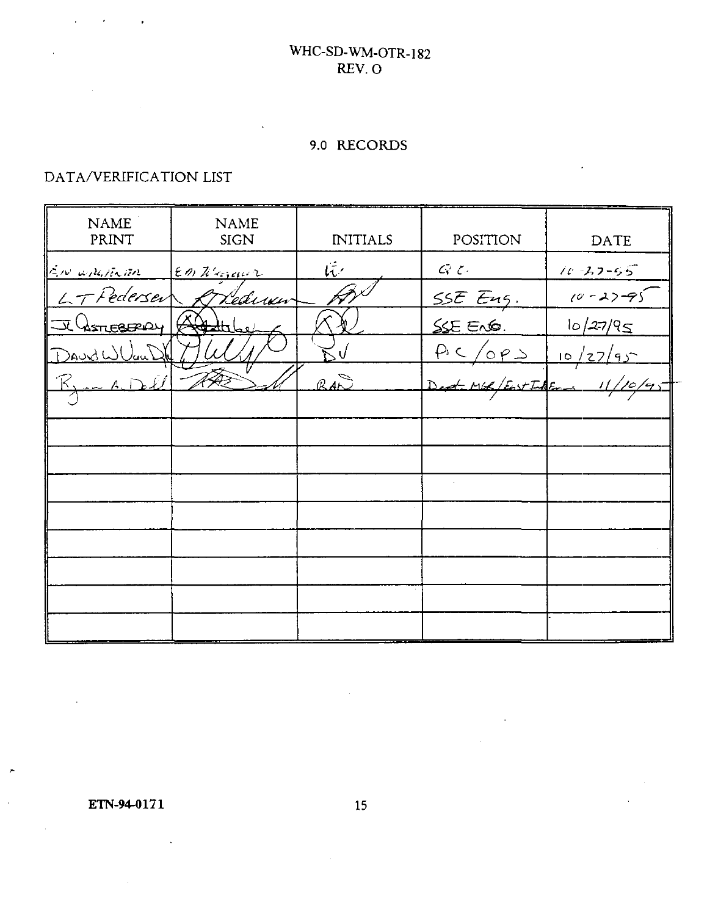## 9.0 RECORDS

DATA/VERIFICATION LIST

| NAME PRINT | NAME SIGN | INITIALS | POSITION | DATE |
|---|---|---|---|---|
| E.W. Wagner | E.W. Wagner | EW | QC | 10-27-95 |
| L T Pedersen | L Pedersen | LP | SSE Eng. | 10-27-95 |
| JL Asterberry | JL Asterberry | JLA | SSE ENG. | 10/27/95 |
| David W VanDyke | DWV | DV | PIC/OPS | 10/27/95 |
| Ryan A. Dell | RAD | RAD | Dept. MGR/East Tank Farms | 11/10/95 |
| | | | | |
| | | | | |
| | | | | |
| | | | | |
| | | | | |
| | | | | |
| | | | | |
| | | | | |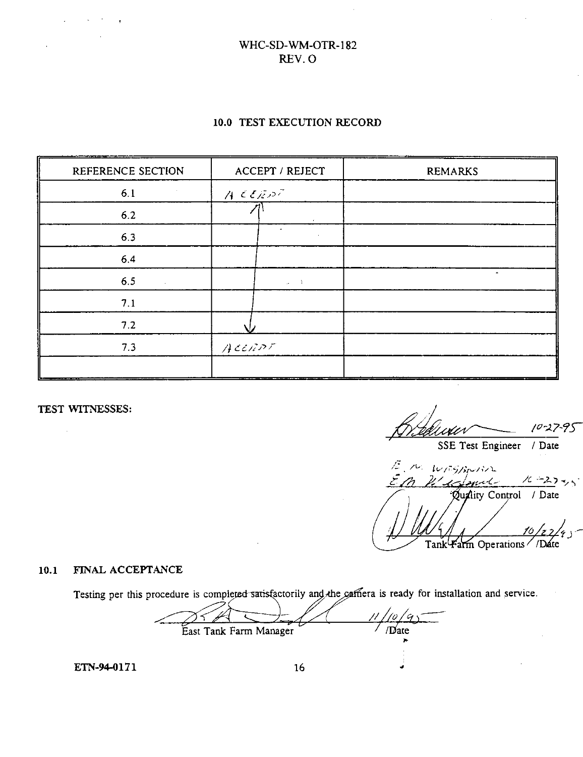## 10.0 TEST EXECUTION RECORD

| REFERENCE SECTION | ACCEPT / REJECT | REMARKS |
|---|---|---|
| 6.1 | ACCEPT | |
| 6.2 | ↑ | |
| 6.3 | │ | |
| 6.4 | │ | |
| 6.5 | │ | |
| 7.1 | │ | |
| 7.2 | ↓ | |
| 7.3 | ACCEPT | |
| | | |

**TEST WITNESSES:**

[signature] 10-27-95
SSE Test Engineer / Date

E. M. WESTMAN
[signature] 10-27-95
Quality Control / Date

[signature] 10/27/95
Tank Farm Operations / Date

### 10.1 FINAL ACCEPTANCE

Testing per this procedure is completed satisfactorily and the camera is ready for installation and service.

[signature] 11/10/95
East Tank Farm Manager / Date

ETN-94-0171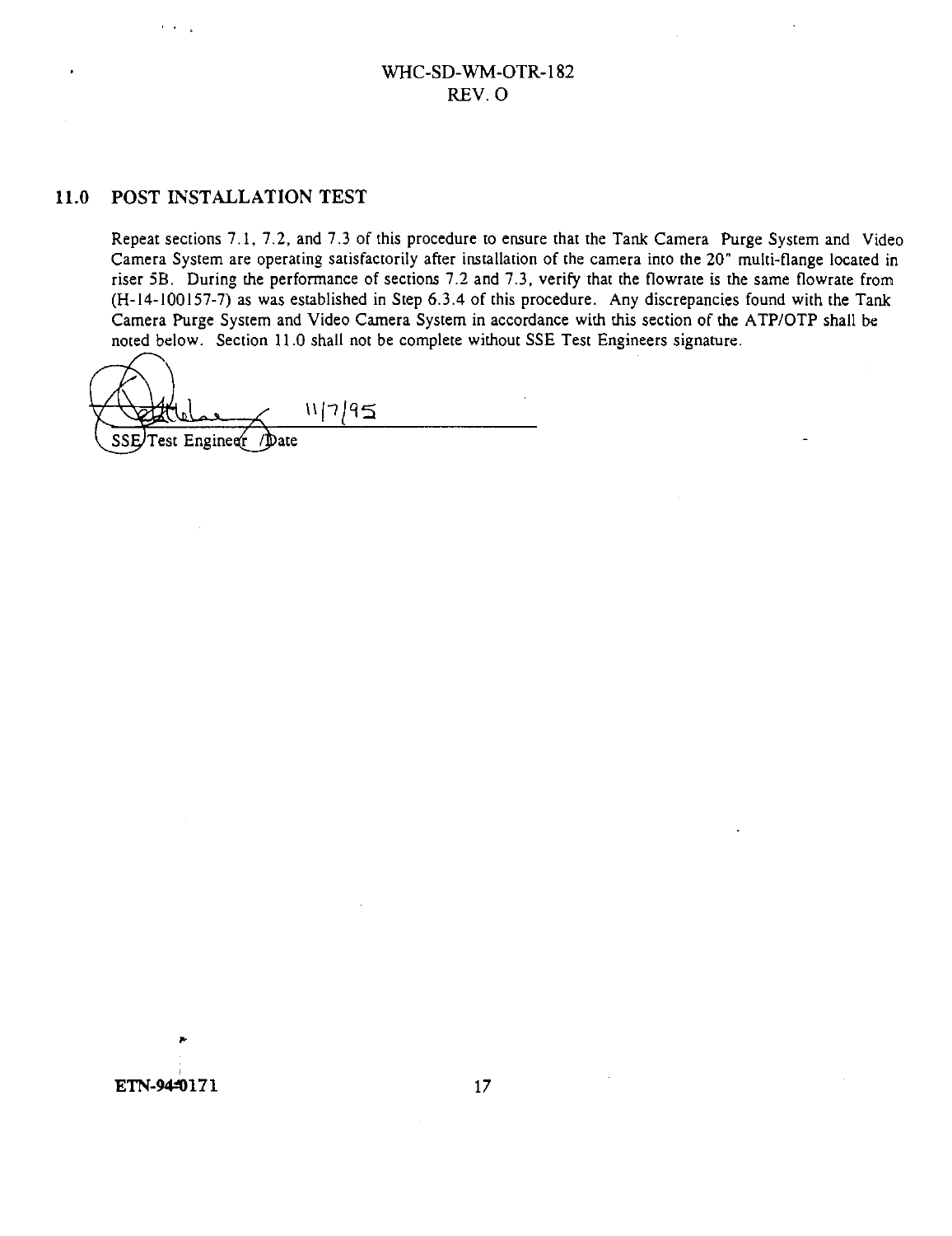## 11.0 POST INSTALLATION TEST

Repeat sections 7.1, 7.2, and 7.3 of this procedure to ensure that the Tank Camera Purge System and Video Camera System are operating satisfactorily after installation of the camera into the 20" multi-flange located in riser 5B. During the performance of sections 7.2 and 7.3, verify that the flowrate is the same flowrate from (H-14-100157-7) as was established in Step 6.3.4 of this procedure. Any discrepancies found with the Tank Camera Purge System and Video Camera System in accordance with this section of the ATP/OTP shall be noted below. Section 11.0 shall not be complete without SSE Test Engineers signature.

11/7/95

SSE Test Engineer / Date

ETN-94-0171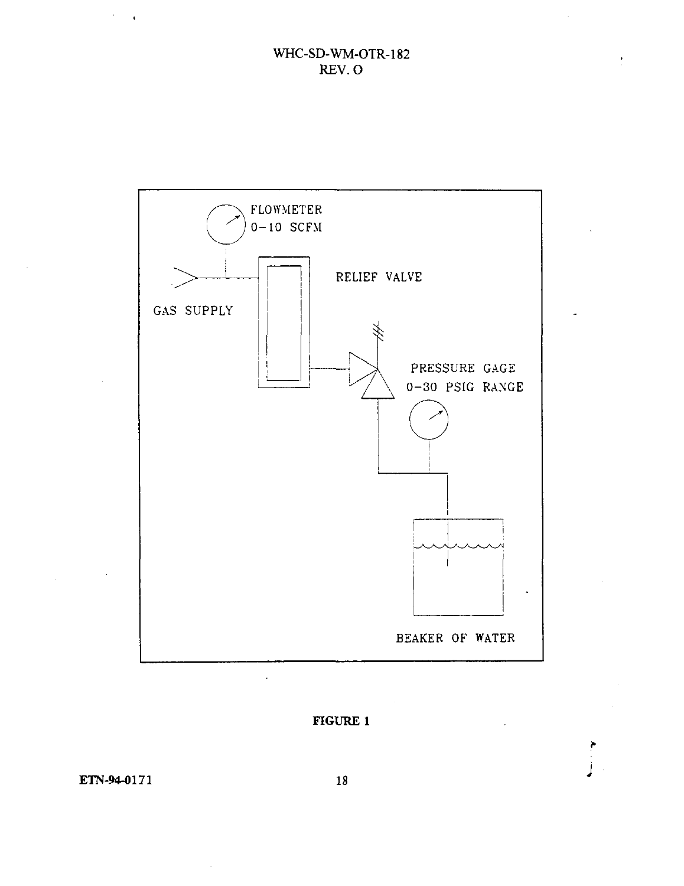FLOWMETER
0-10 SCFM

GAS SUPPLY

RELIEF VALVE

PRESSURE GAGE
0-30 PSIG RANGE

BEAKER OF WATER

**FIGURE 1**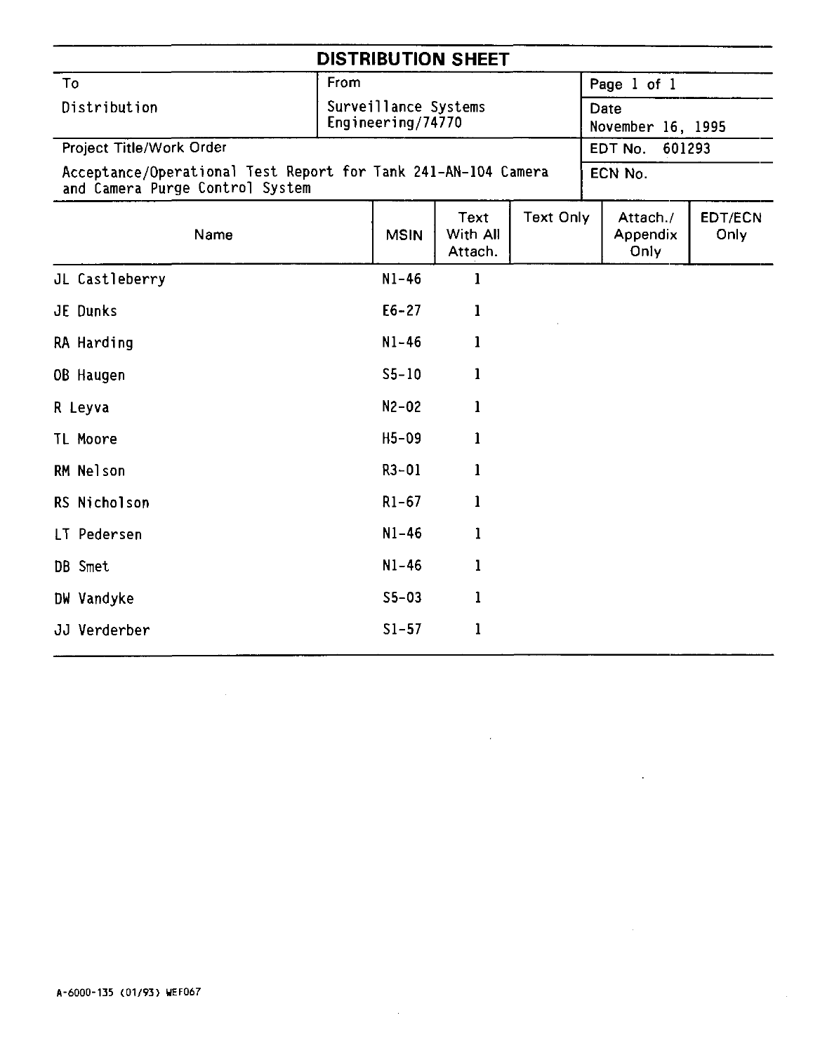# DISTRIBUTION SHEET

| To | From | Page 1 of 1 |
|---|---|---|
| Distribution | Surveillance Systems Engineering/74770 | Date November 16, 1995 |
| Project Title/Work Order | | EDT No. 601293 |
| Acceptance/Operational Test Report for Tank 241-AN-104 Camera and Camera Purge Control System | | ECN No. |

| Name | MSIN | Text With All Attach. | Text Only | Attach./ Appendix Only | EDT/ECN Only |
|---|---|---|---|---|---|
| JL Castleberry | N1-46 | 1 | | | |
| JE Dunks | E6-27 | 1 | | | |
| RA Harding | N1-46 | 1 | | | |
| OB Haugen | S5-10 | 1 | | | |
| R Leyva | N2-02 | 1 | | | |
| TL Moore | H5-09 | 1 | | | |
| RM Nelson | R3-01 | 1 | | | |
| RS Nicholson | R1-67 | 1 | | | |
| LT Pedersen | N1-46 | 1 | | | |
| DB Smet | N1-46 | 1 | | | |
| DW Vandyke | S5-03 | 1 | | | |
| JJ Verderber | S1-57 | 1 | | | |

A-6000-135 (01/93) WEF067